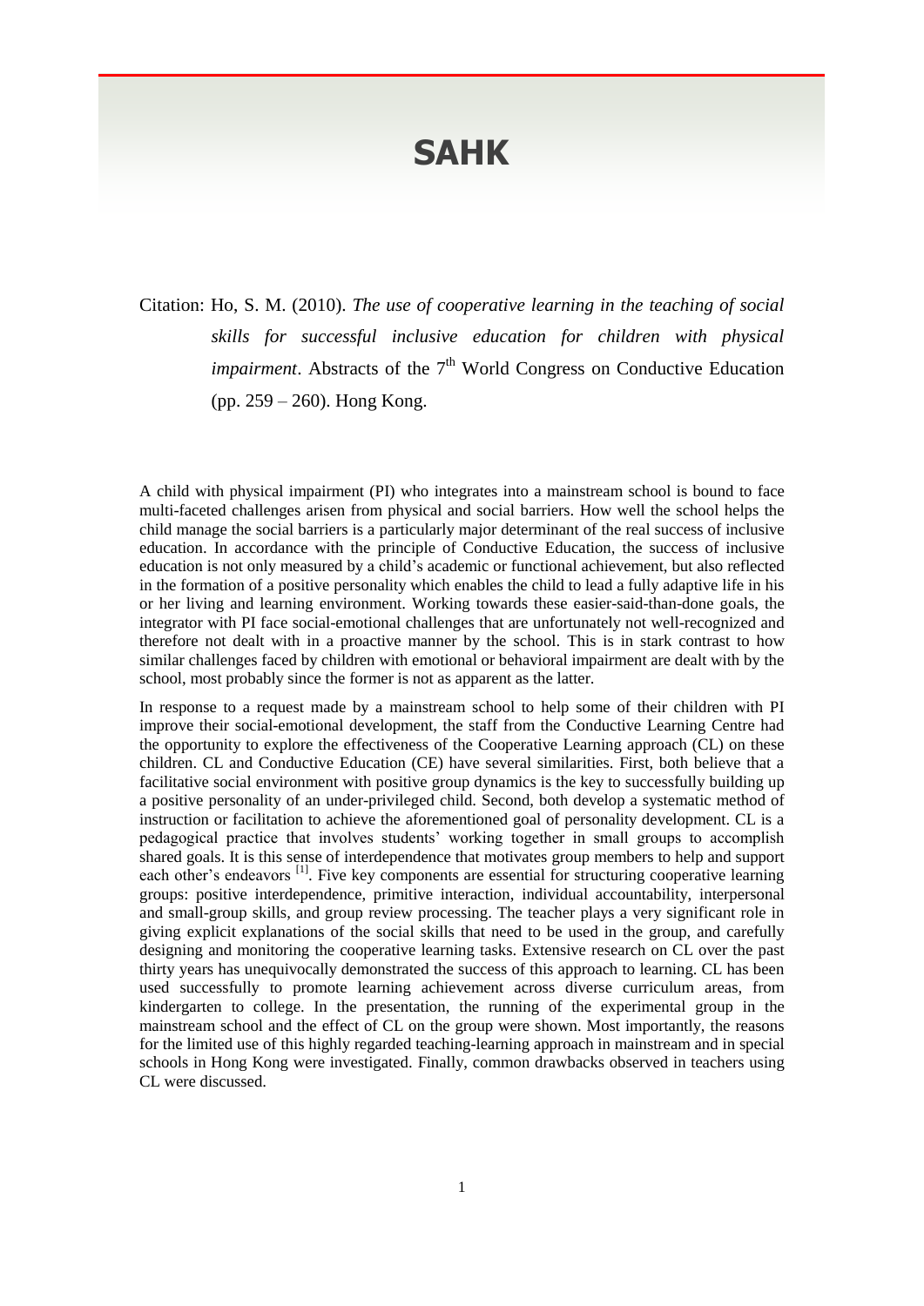# SAHK

Citation: Ho, S. M. (2010). *The use of cooperative learning in the teaching of social skills for successful inclusive education for children with physical impairment*. Abstracts of the 7th World Congress on Conductive Education (pp. 259 – 260). Hong Kong.

A child with physical impairment (PI) who integrates into a mainstream school is bound to face multi-faceted challenges arisen from physical and social barriers. How well the school helps the child manage the social barriers is a particularly major determinant of the real success of inclusive education. In accordance with the principle of Conductive Education, the success of inclusive education is not only measured by a child's academic or functional achievement, but also reflected in the formation of a positive personality which enables the child to lead a fully adaptive life in his or her living and learning environment. Working towards these easier-said-than-done goals, the integrator with PI face social-emotional challenges that are unfortunately not well-recognized and therefore not dealt with in a proactive manner by the school. This is in stark contrast to how similar challenges faced by children with emotional or behavioral impairment are dealt with by the school, most probably since the former is not as apparent as the latter.

In response to a request made by a mainstream school to help some of their children with PI improve their social-emotional development, the staff from the Conductive Learning Centre had the opportunity to explore the effectiveness of the Cooperative Learning approach (CL) on these children. CL and Conductive Education (CE) have several similarities. First, both believe that a facilitative social environment with positive group dynamics is the key to successfully building up a positive personality of an under-privileged child. Second, both develop a systematic method of instruction or facilitation to achieve the aforementioned goal of personality development. CL is a pedagogical practice that involves students' working together in small groups to accomplish shared goals. It is this sense of interdependence that motivates group members to help and support each other's endeavors [1]. Five key components are essential for structuring cooperative learning groups: positive interdependence, primitive interaction, individual accountability, interpersonal and small-group skills, and group review processing. The teacher plays a very significant role in giving explicit explanations of the social skills that need to be used in the group, and carefully designing and monitoring the cooperative learning tasks. Extensive research on CL over the past thirty years has unequivocally demonstrated the success of this approach to learning. CL has been used successfully to promote learning achievement across diverse curriculum areas, from kindergarten to college. In the presentation, the running of the experimental group in the mainstream school and the effect of CL on the group were shown. Most importantly, the reasons for the limited use of this highly regarded teaching-learning approach in mainstream and in special schools in Hong Kong were investigated. Finally, common drawbacks observed in teachers using CL were discussed.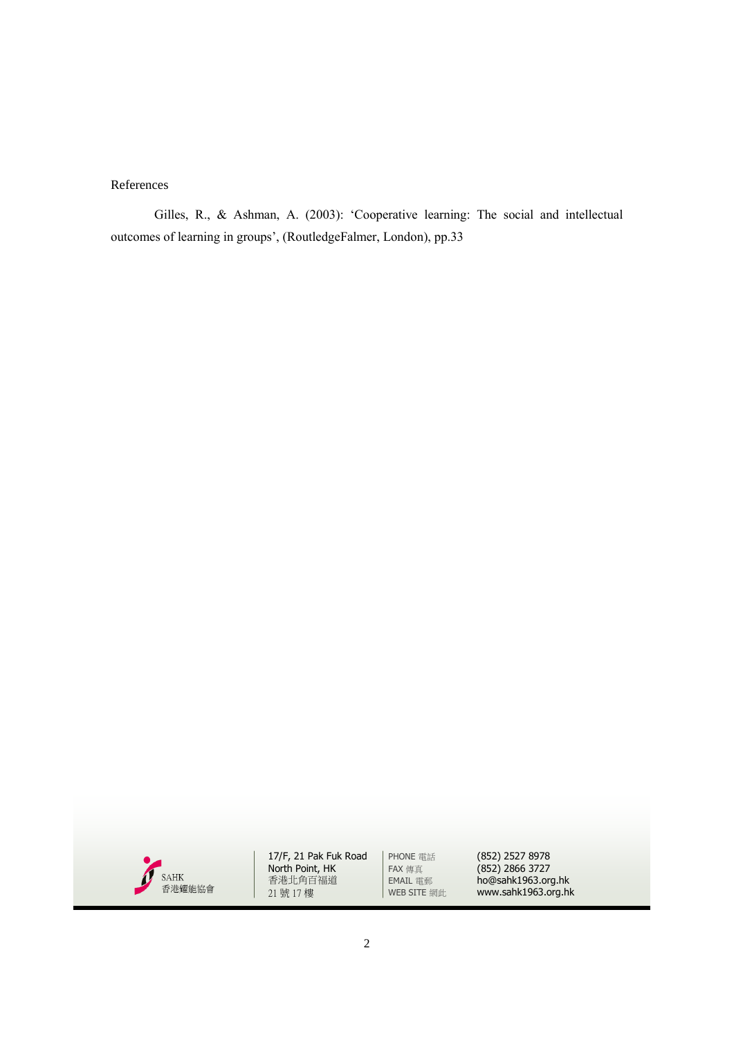References

Gilles, R., & Ashman, A. (2003): ‘Cooperative learning: The social and intellectual outcomes of learning in groups’, (RoutledgeFalmer, London), pp.33